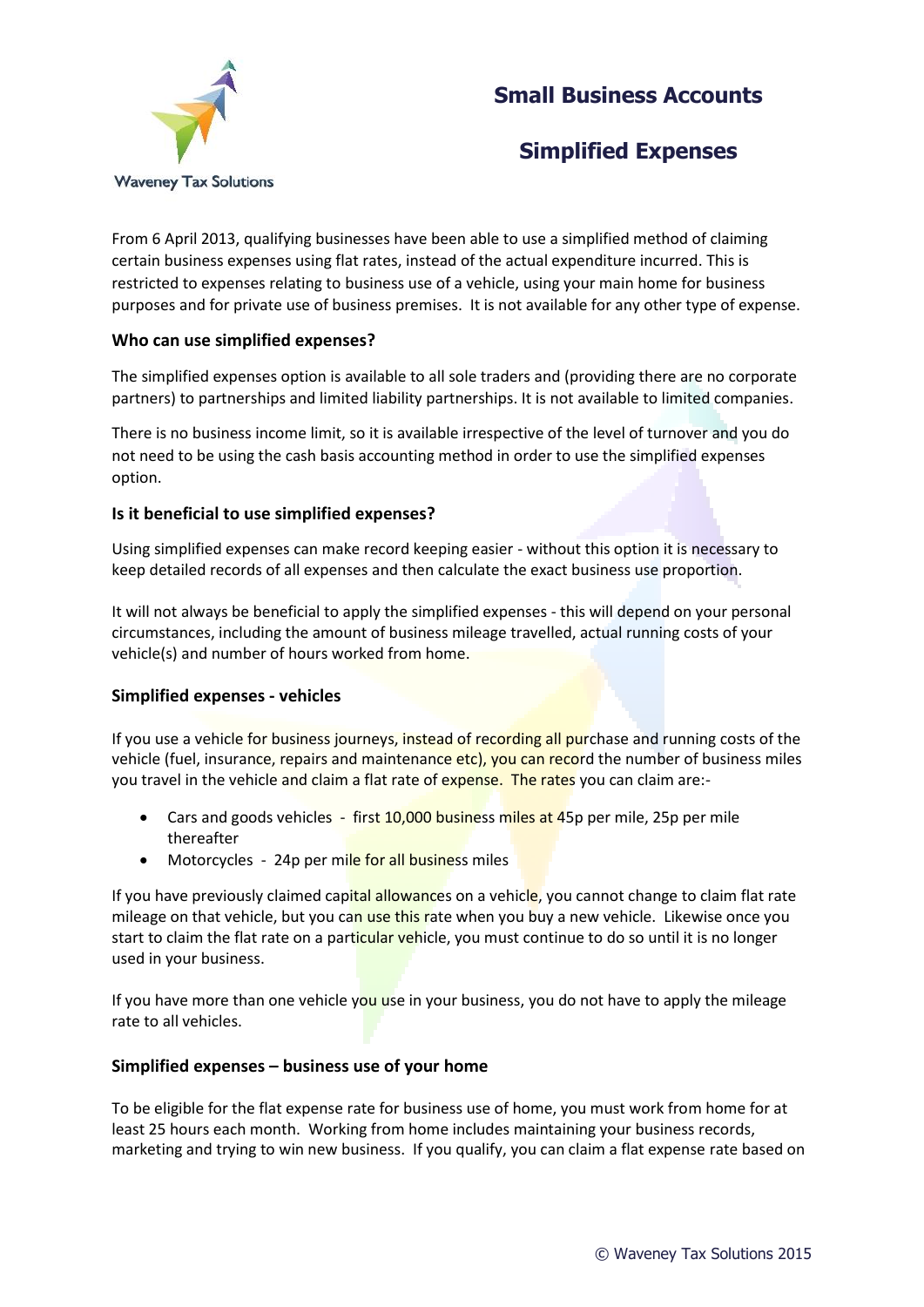Waveney Tax Solutions

# Small Business Accounts

# Simplified Expenses

From 6 April 2013, qualifying businesses have been able to use a simplified method of claiming certain business expenses using flat rates, instead of the actual expenditure incurred. This is restricted to expenses relating to business use of a vehicle, using your main home for business purposes and for private use of business premises. It is not available for any other type of expense.

### Who can use simplified expenses?

The simplified expenses option is available to all sole traders and (providing there are no corporate partners) to partnerships and limited liability partnerships. It is not available to limited companies.

There is no business income limit, so it is available irrespective of the level of turnover and you do not need to be using the cash basis accounting method in order to use the simplified expenses option.

### Is it beneficial to use simplified expenses?

Using simplified expenses can make record keeping easier - without this option it is necessary to keep detailed records of all expenses and then calculate the exact business use proportion.

It will not always be beneficial to apply the simplified expenses - this will depend on your personal circumstances, including the amount of business mileage travelled, actual running costs of your vehicle(s) and number of hours worked from home.

### Simplified expenses - vehicles

If you use a vehicle for business journeys, instead of recording all purchase and running costs of the vehicle (fuel, insurance, repairs and maintenance etc), you can record the number of business miles you travel in the vehicle and claim a flat rate of expense. The rates you can claim are:-

- Cars and goods vehicles - first 10,000 business miles at 45p per mile, 25p per mile thereafter
- Motorcycles - 24p per mile for all business miles

If you have previously claimed capital allowances on a vehicle, you cannot change to claim flat rate mileage on that vehicle, but you can use this rate when you buy a new vehicle. Likewise once you start to claim the flat rate on a particular vehicle, you must continue to do so until it is no longer used in your business.

If you have more than one vehicle you use in your business, you do not have to apply the mileage rate to all vehicles.

### Simplified expenses – business use of your home

To be eligible for the flat expense rate for business use of home, you must work from home for at least 25 hours each month. Working from home includes maintaining your business records, marketing and trying to win new business. If you qualify, you can claim a flat expense rate based on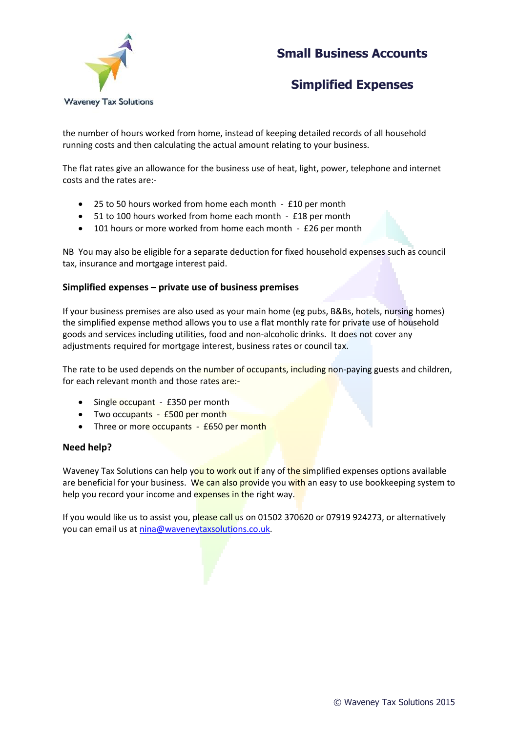the number of hours worked from home, instead of keeping detailed records of all household running costs and then calculating the actual amount relating to your business.

The flat rates give an allowance for the business use of heat, light, power, telephone and internet costs and the rates are:-

- 25 to 50 hours worked from home each month - £10 per month
- 51 to 100 hours worked from home each month - £18 per month
- 101 hours or more worked from home each month - £26 per month

NB You may also be eligible for a separate deduction for fixed household expenses such as council tax, insurance and mortgage interest paid.

### Simplified expenses – private use of business premises

If your business premises are also used as your main home (eg pubs, B&Bs, hotels, nursing homes) the simplified expense method allows you to use a flat monthly rate for private use of household goods and services including utilities, food and non-alcoholic drinks. It does not cover any adjustments required for mortgage interest, business rates or council tax.

The rate to be used depends on the number of occupants, including non-paying guests and children, for each relevant month and those rates are:-

- Single occupant - £350 per month
- Two occupants - £500 per month
- Three or more occupants - £650 per month

### Need help?

Waveney Tax Solutions can help you to work out if any of the simplified expenses options available are beneficial for your business. We can also provide you with an easy to use bookkeeping system to help you record your income and expenses in the right way.

If you would like us to assist you, please call us on 01502 370620 or 07919 924273, or alternatively you can email us at nina@waveneytaxsolutions.co.uk.